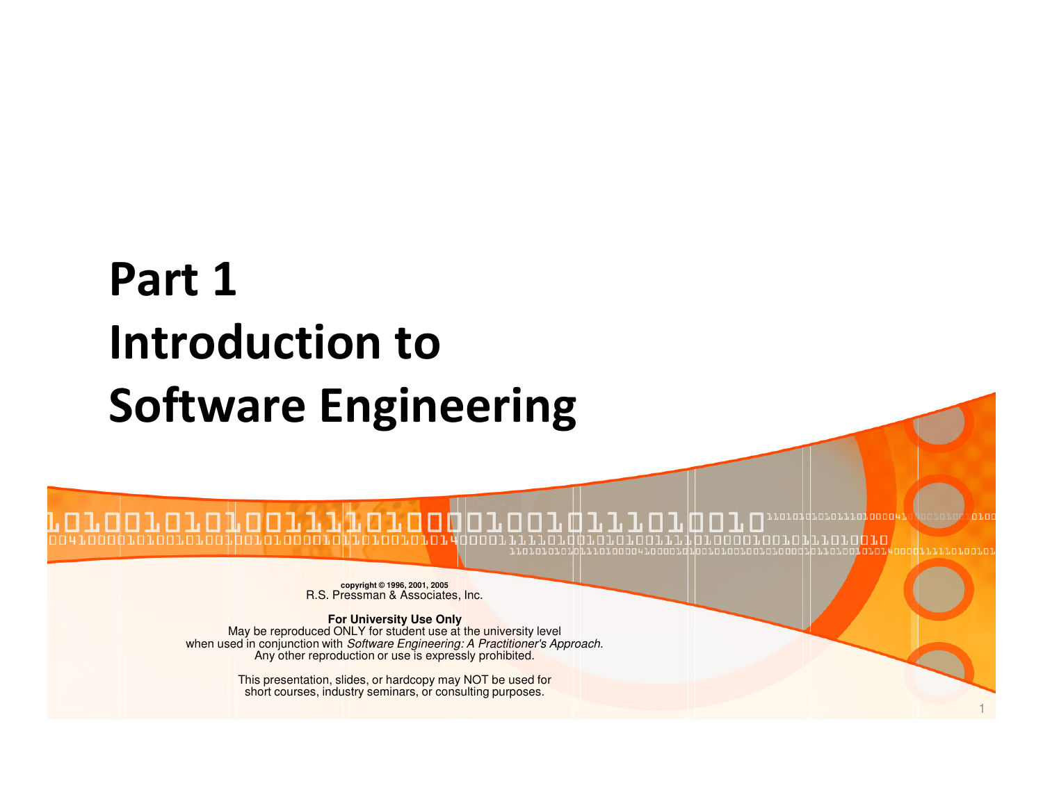# Part 1
# Introduction to Software Engineering

**copyright © 1996, 2001, 2005**
R.S. Pressman & Associates, Inc.

**For University Use Only**
May be reproduced ONLY for student use at the university level when used in conjunction with *Software Engineering: A Practitioner's Approach.* Any other reproduction or use is expressly prohibited.

This presentation, slides, or hardcopy may NOT be used for short courses, industry seminars, or consulting purposes.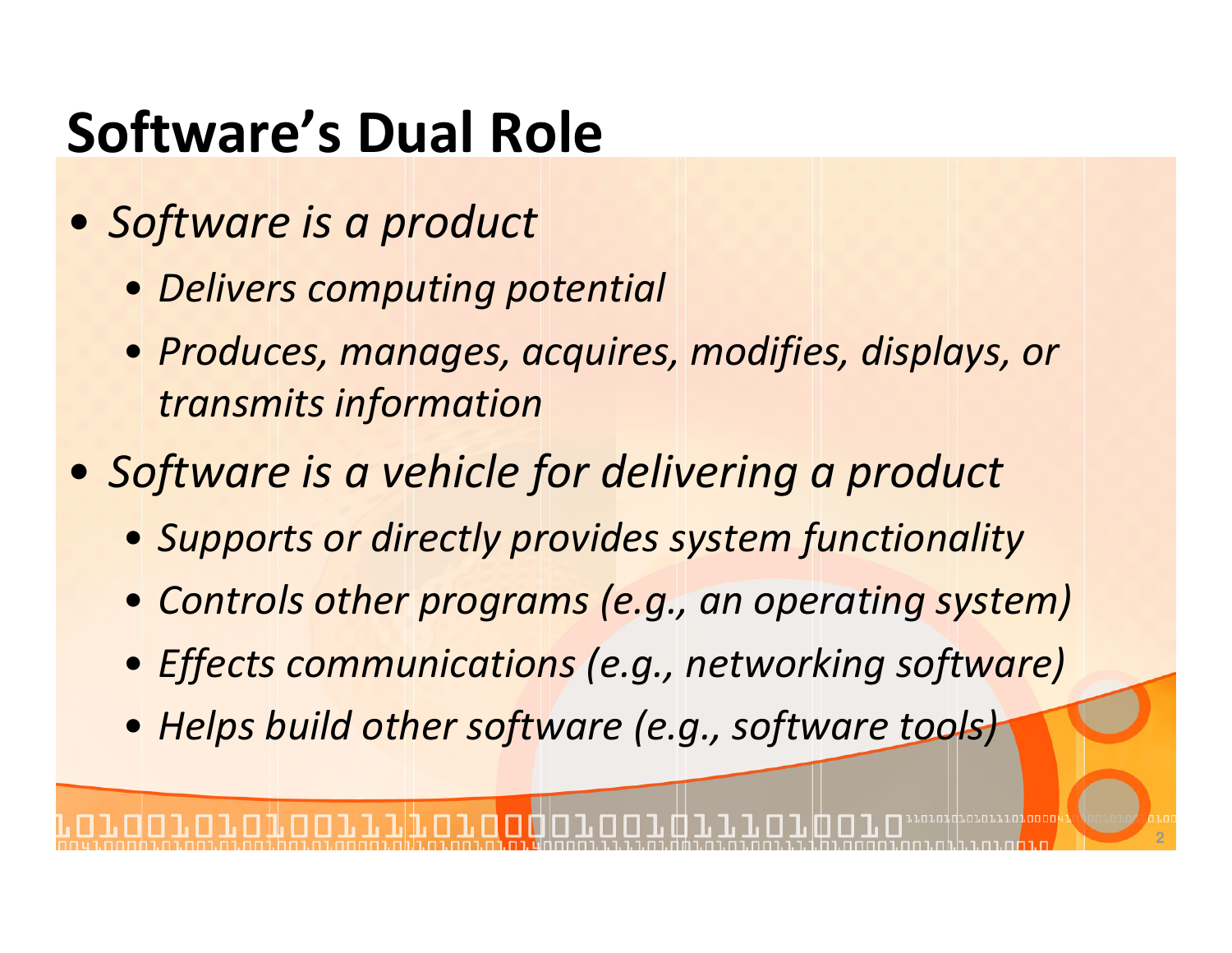# Software's Dual Role

- *Software is a product*
  - *Delivers computing potential*
  - *Produces, manages, acquires, modifies, displays, or transmits information*
- *Software is a vehicle for delivering a product*
  - *Supports or directly provides system functionality*
  - *Controls other programs (e.g., an operating system)*
  - *Effects communications (e.g., networking software)*
  - *Helps build other software (e.g., software tools)*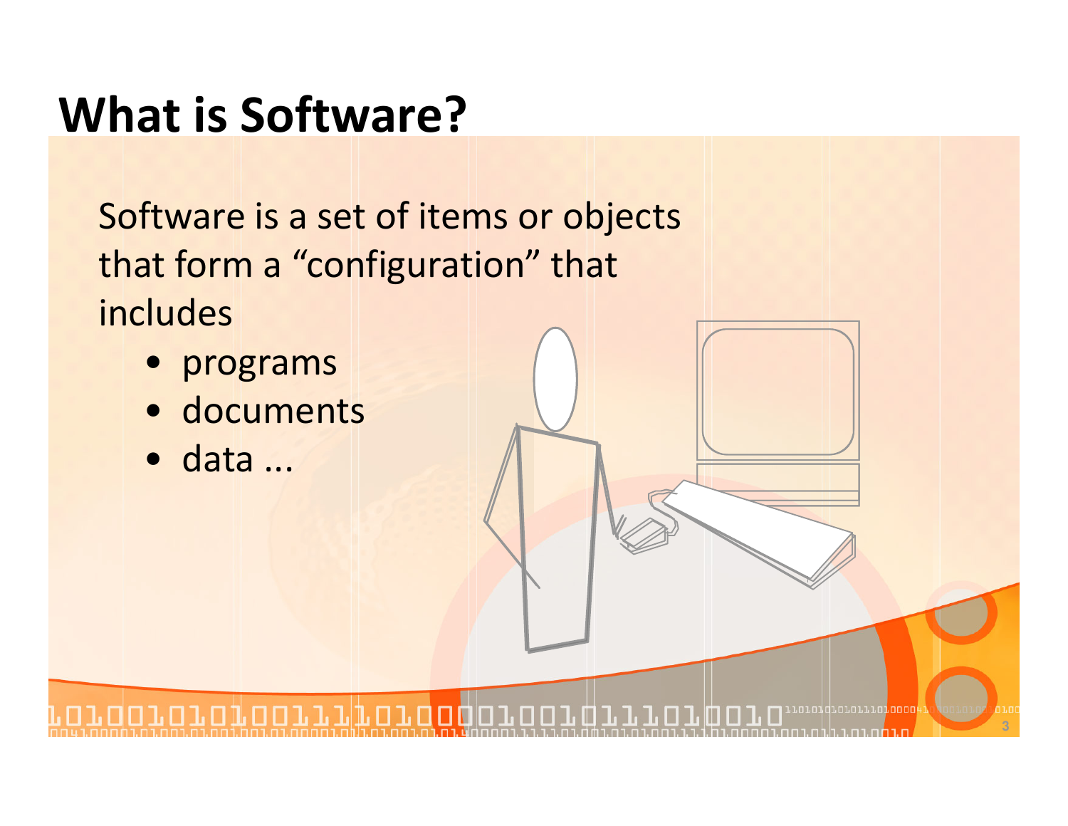# What is Software?

Software is a set of items or objects that form a "configuration" that includes

- programs
- documents
- data ...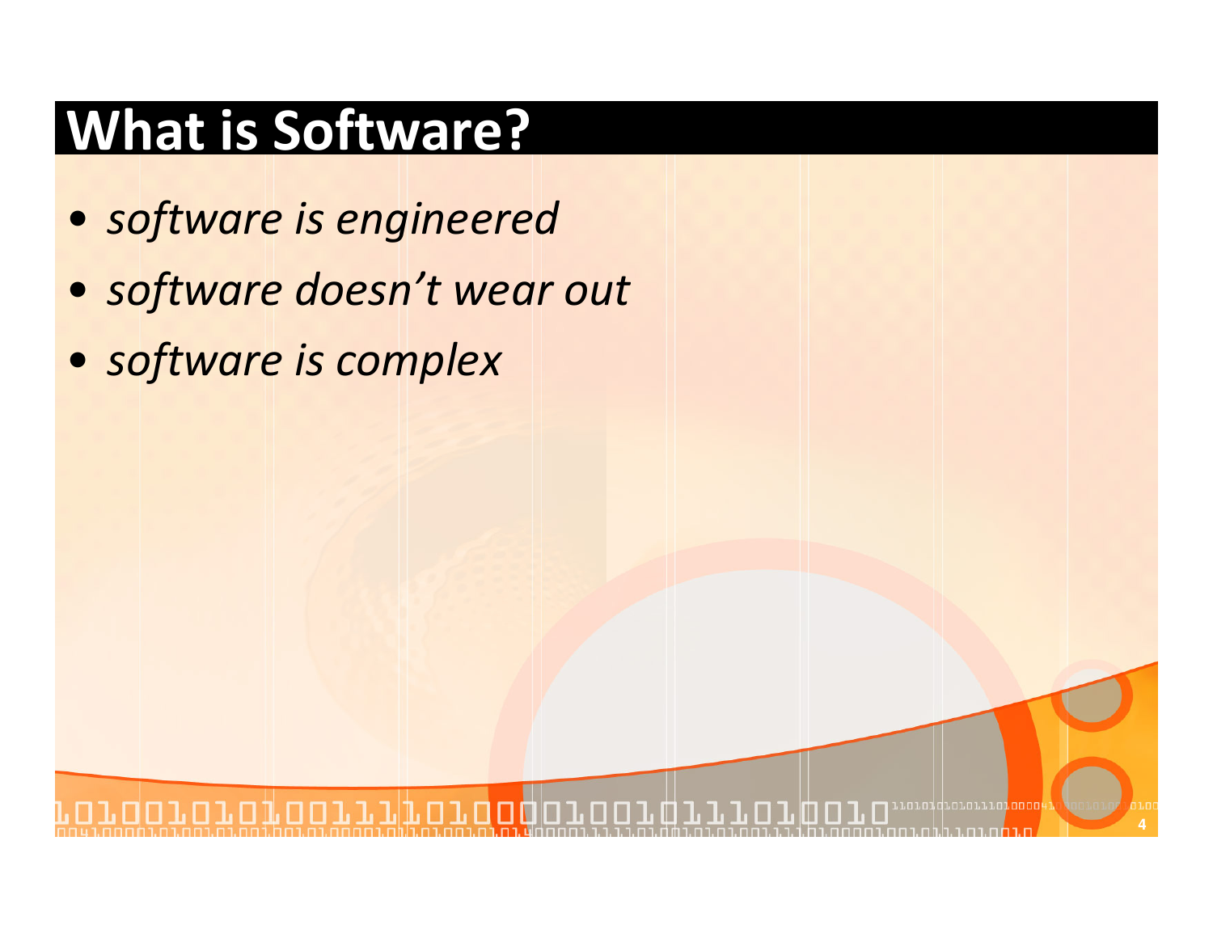# What is Software?

- *software is engineered*
- *software doesn't wear out*
- *software is complex*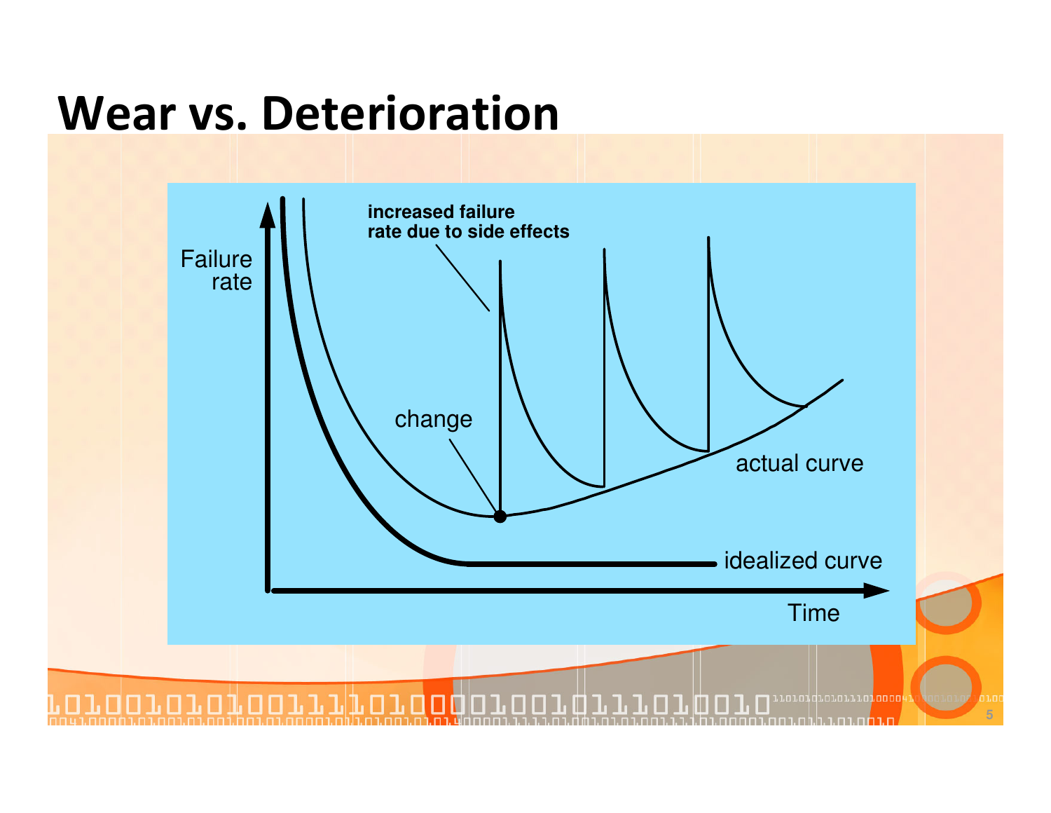# Wear vs. Deterioration

Failure rate

increased failure rate due to side effects

change

actual curve

idealized curve

Time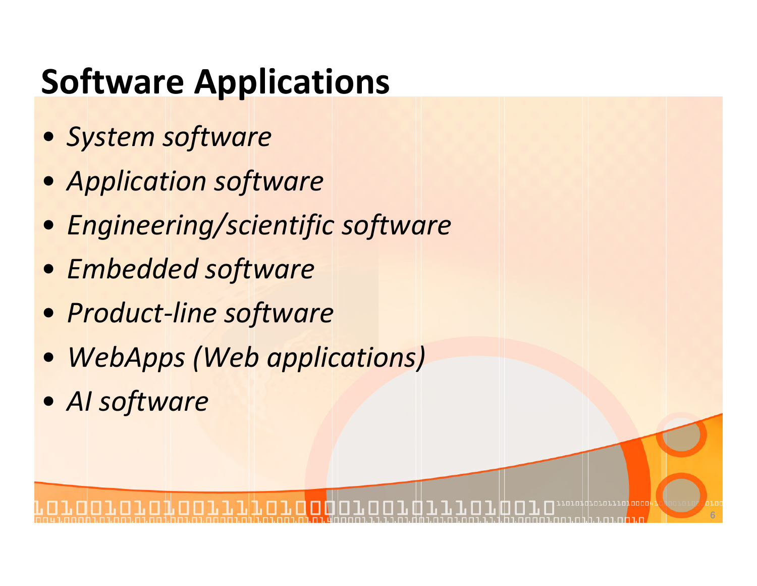# Software Applications

- *System software*
- *Application software*
- *Engineering/scientific software*
- *Embedded software*
- *Product-line software*
- *WebApps (Web applications)*
- *AI software*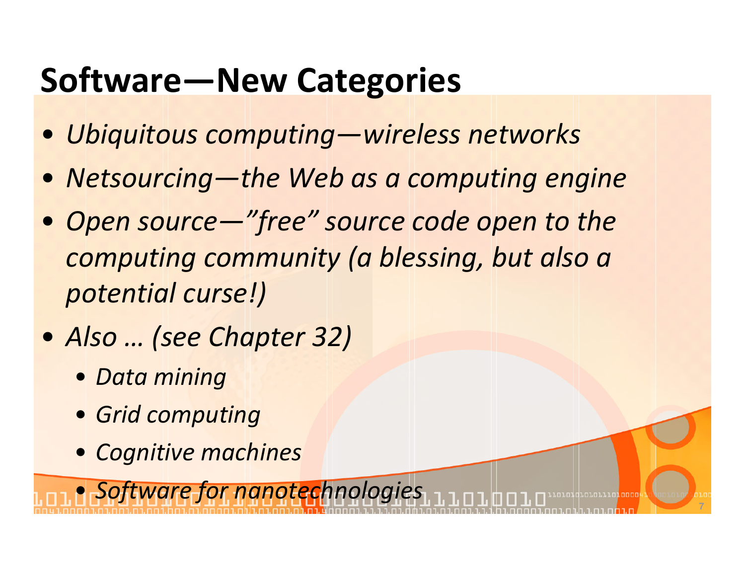# Software—New Categories

- *Ubiquitous computing—wireless networks*
- *Netsourcing—the Web as a computing engine*
- *Open source—"free" source code open to the computing community (a blessing, but also a potential curse!)*
- *Also … (see Chapter 32)*
  - *Data mining*
  - *Grid computing*
  - *Cognitive machines*
  - *Software for nanotechnologies*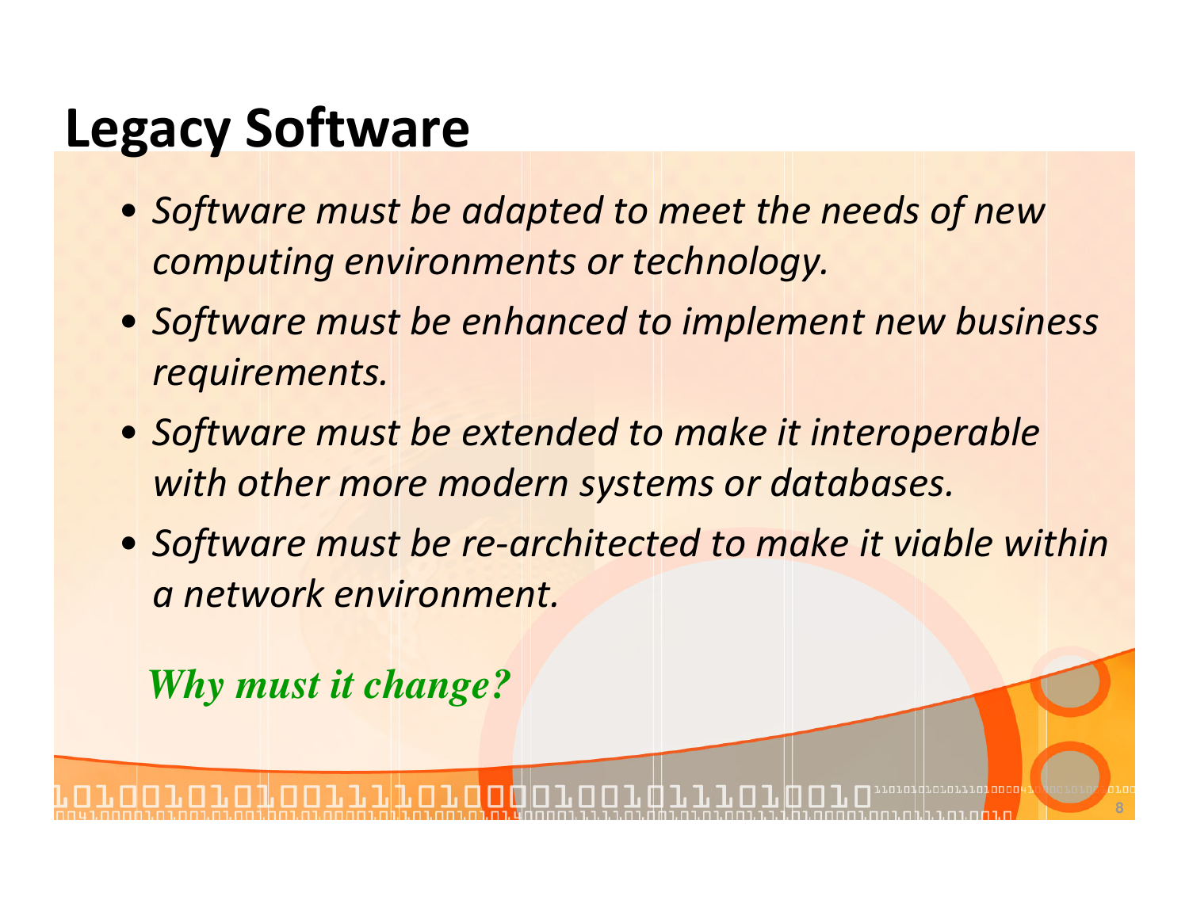# Legacy Software

- *Software must be adapted to meet the needs of new computing environments or technology.*
- *Software must be enhanced to implement new business requirements.*
- *Software must be extended to make it interoperable with other more modern systems or databases.*
- *Software must be re-architected to make it viable within a network environment.*

***Why must it change?***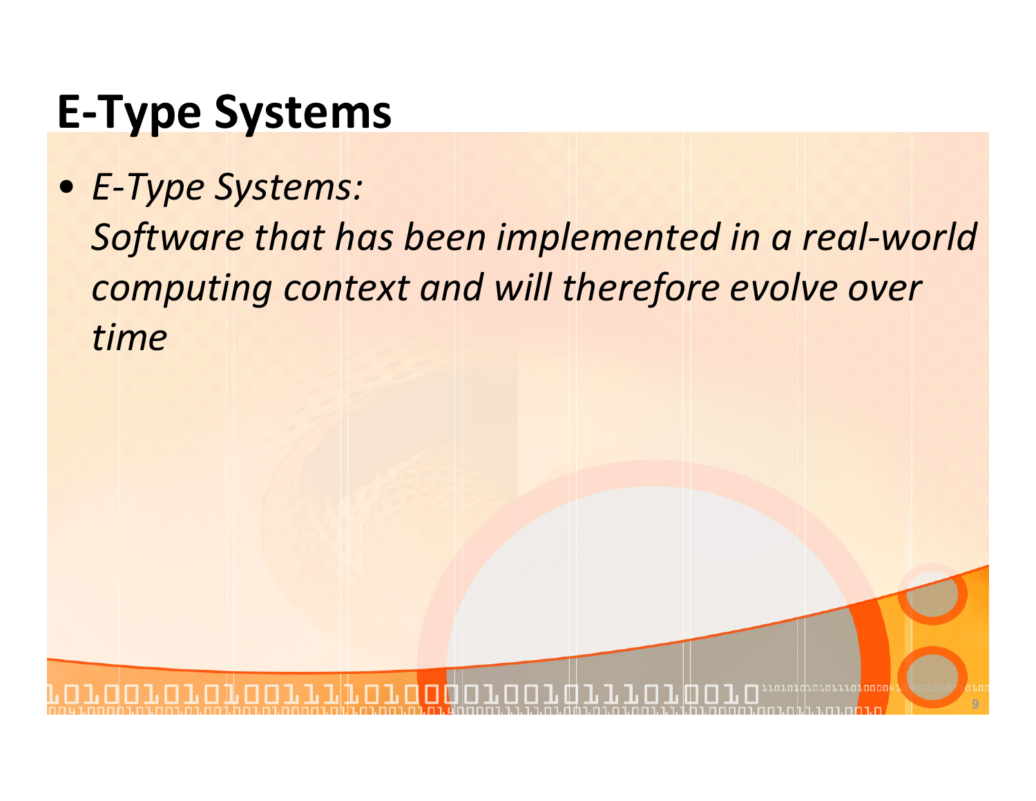# E-Type Systems

- *E-Type Systems:*
  *Software that has been implemented in a real-world computing context and will therefore evolve over time*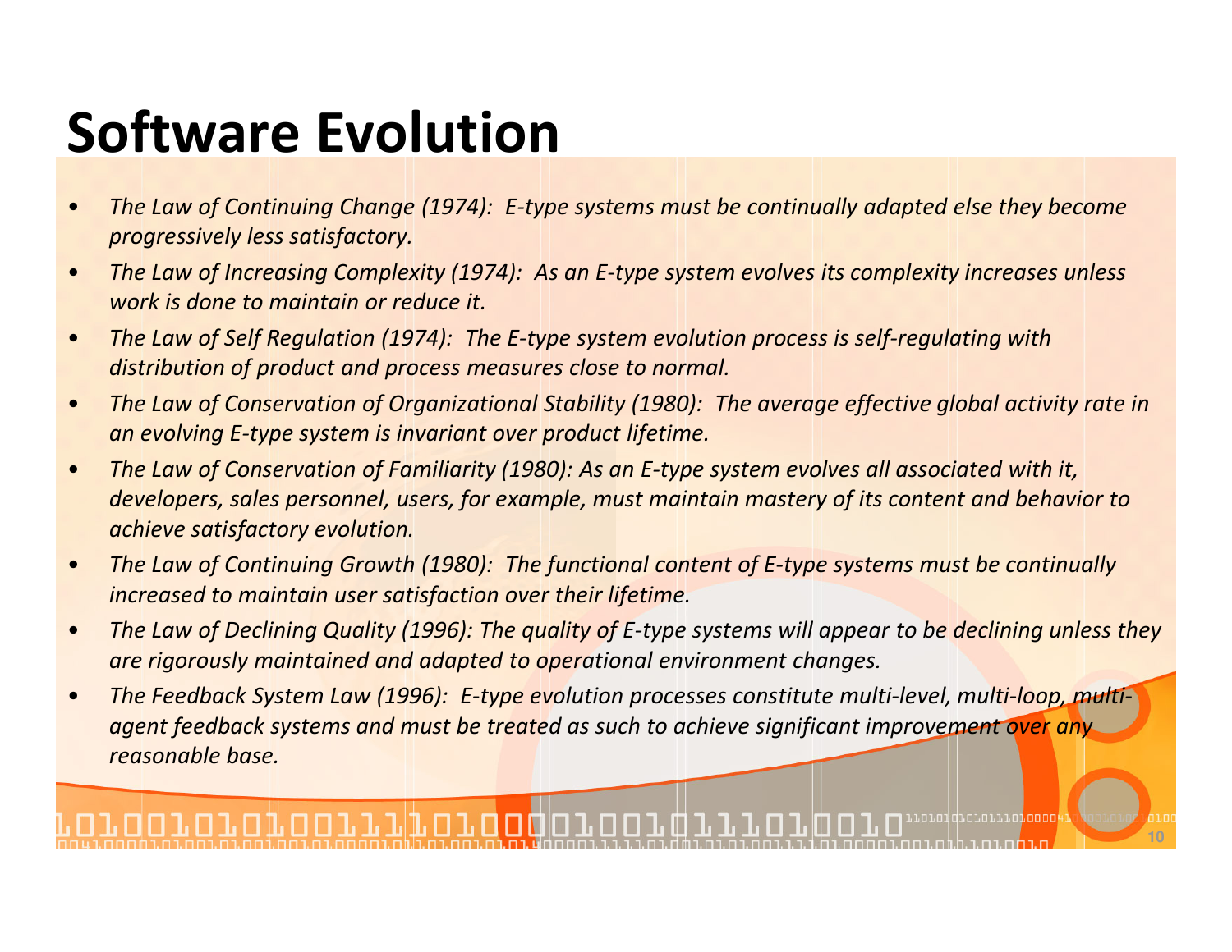# Software Evolution

- *The Law of Continuing Change (1974): E-type systems must be continually adapted else they become progressively less satisfactory.*
- *The Law of Increasing Complexity (1974): As an E-type system evolves its complexity increases unless work is done to maintain or reduce it.*
- *The Law of Self Regulation (1974): The E-type system evolution process is self-regulating with distribution of product and process measures close to normal.*
- *The Law of Conservation of Organizational Stability (1980): The average effective global activity rate in an evolving E-type system is invariant over product lifetime.*
- *The Law of Conservation of Familiarity (1980): As an E-type system evolves all associated with it, developers, sales personnel, users, for example, must maintain mastery of its content and behavior to achieve satisfactory evolution.*
- *The Law of Continuing Growth (1980): The functional content of E-type systems must be continually increased to maintain user satisfaction over their lifetime.*
- *The Law of Declining Quality (1996): The quality of E-type systems will appear to be declining unless they are rigorously maintained and adapted to operational environment changes.*
- *The Feedback System Law (1996): E-type evolution processes constitute multi-level, multi-loop, multi-agent feedback systems and must be treated as such to achieve significant improvement over any reasonable base.*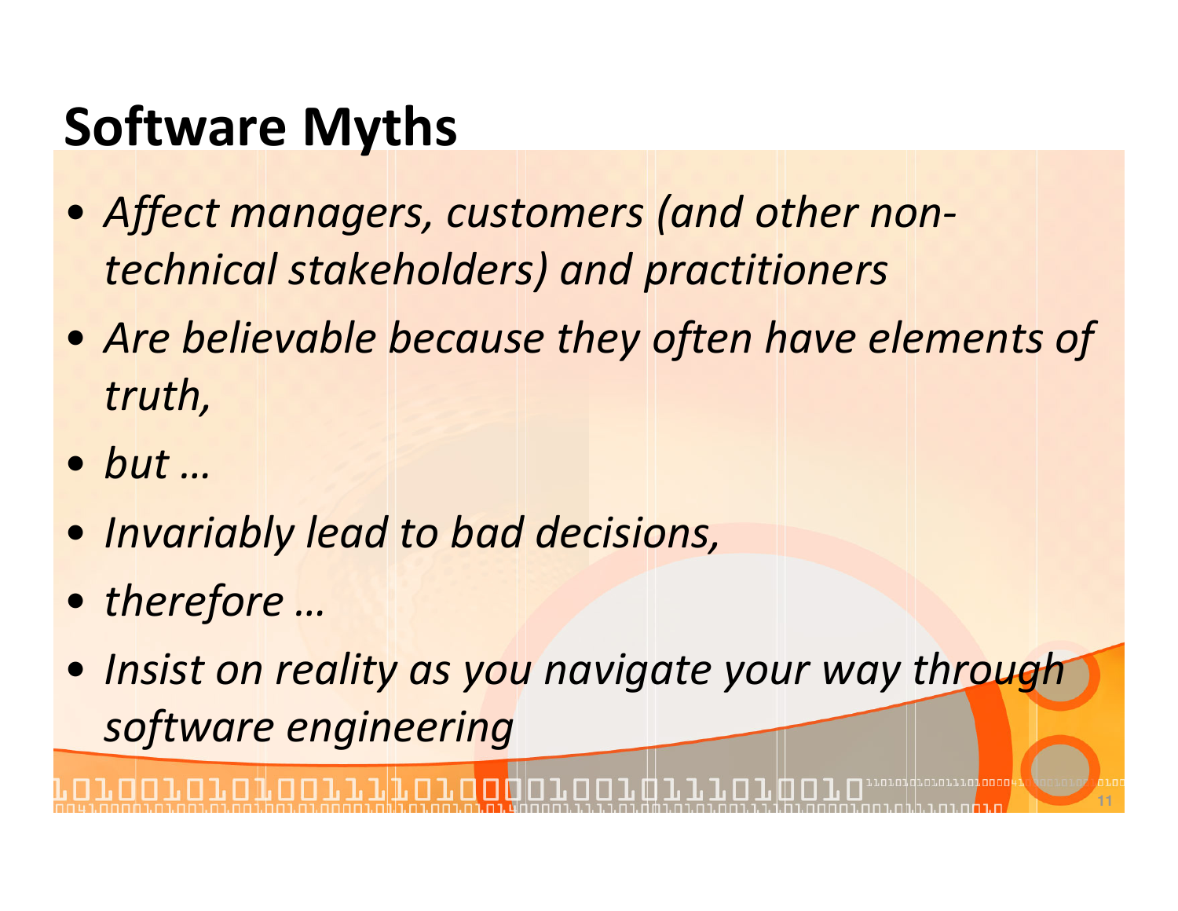# Software Myths

- *Affect managers, customers (and other non-technical stakeholders) and practitioners*
- *Are believable because they often have elements of truth,*
- *but …*
- *Invariably lead to bad decisions,*
- *therefore …*
- *Insist on reality as you navigate your way through software engineering*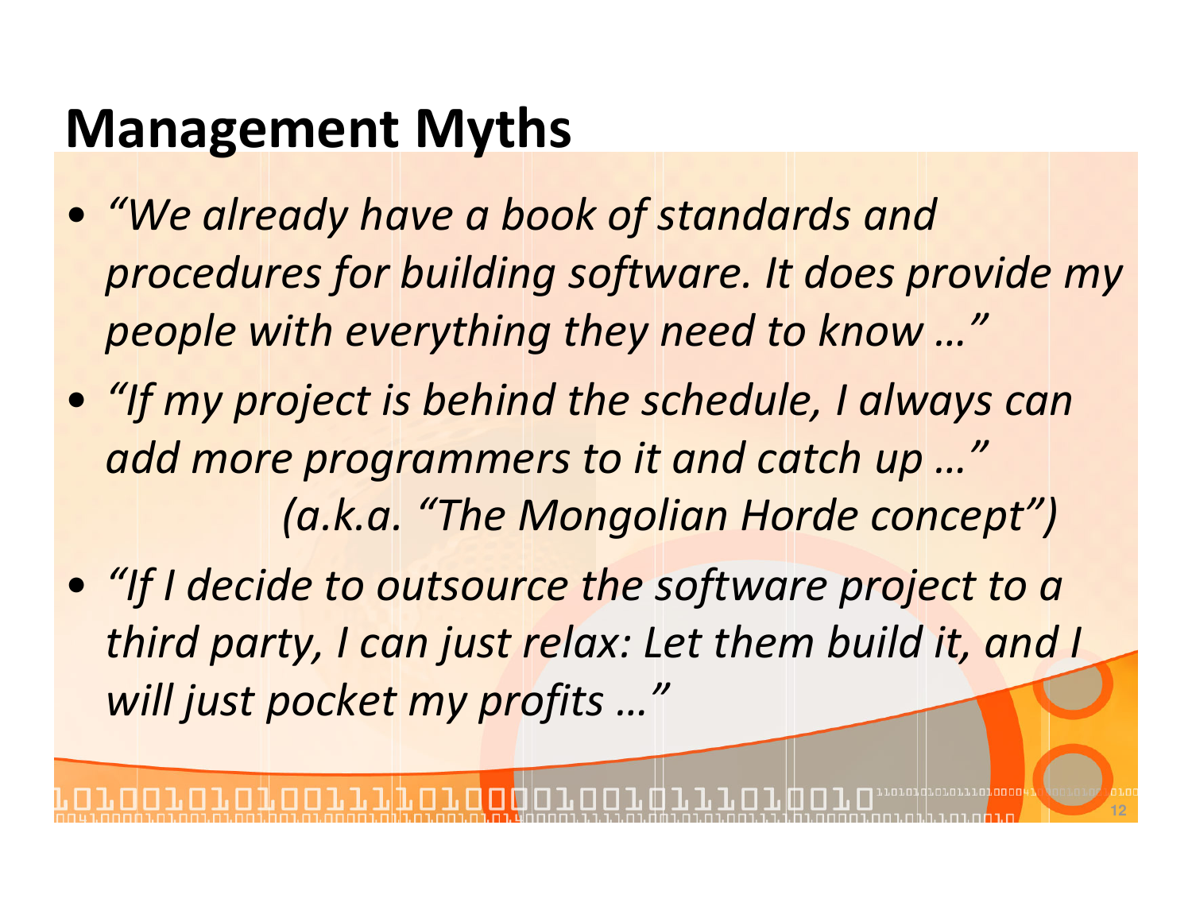# Management Myths

- *"We already have a book of standards and procedures for building software. It does provide my people with everything they need to know …"*
- *"If my project is behind the schedule, I always can add more programmers to it and catch up …" (a.k.a. "The Mongolian Horde concept")*
- *"If I decide to outsource the software project to a third party, I can just relax: Let them build it, and I will just pocket my profits …"*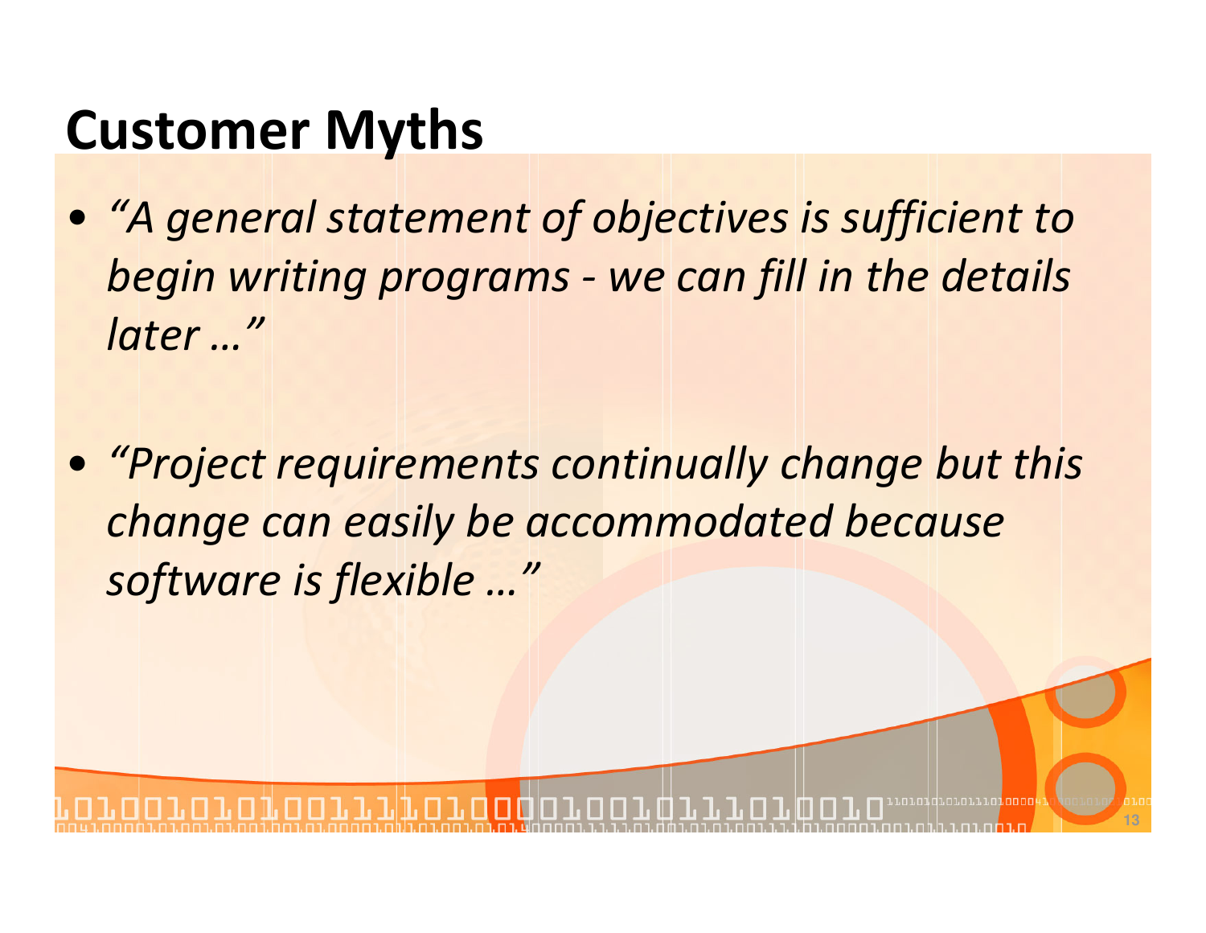# Customer Myths

- *"A general statement of objectives is sufficient to begin writing programs - we can fill in the details later …"*

- *"Project requirements continually change but this change can easily be accommodated because software is flexible …"*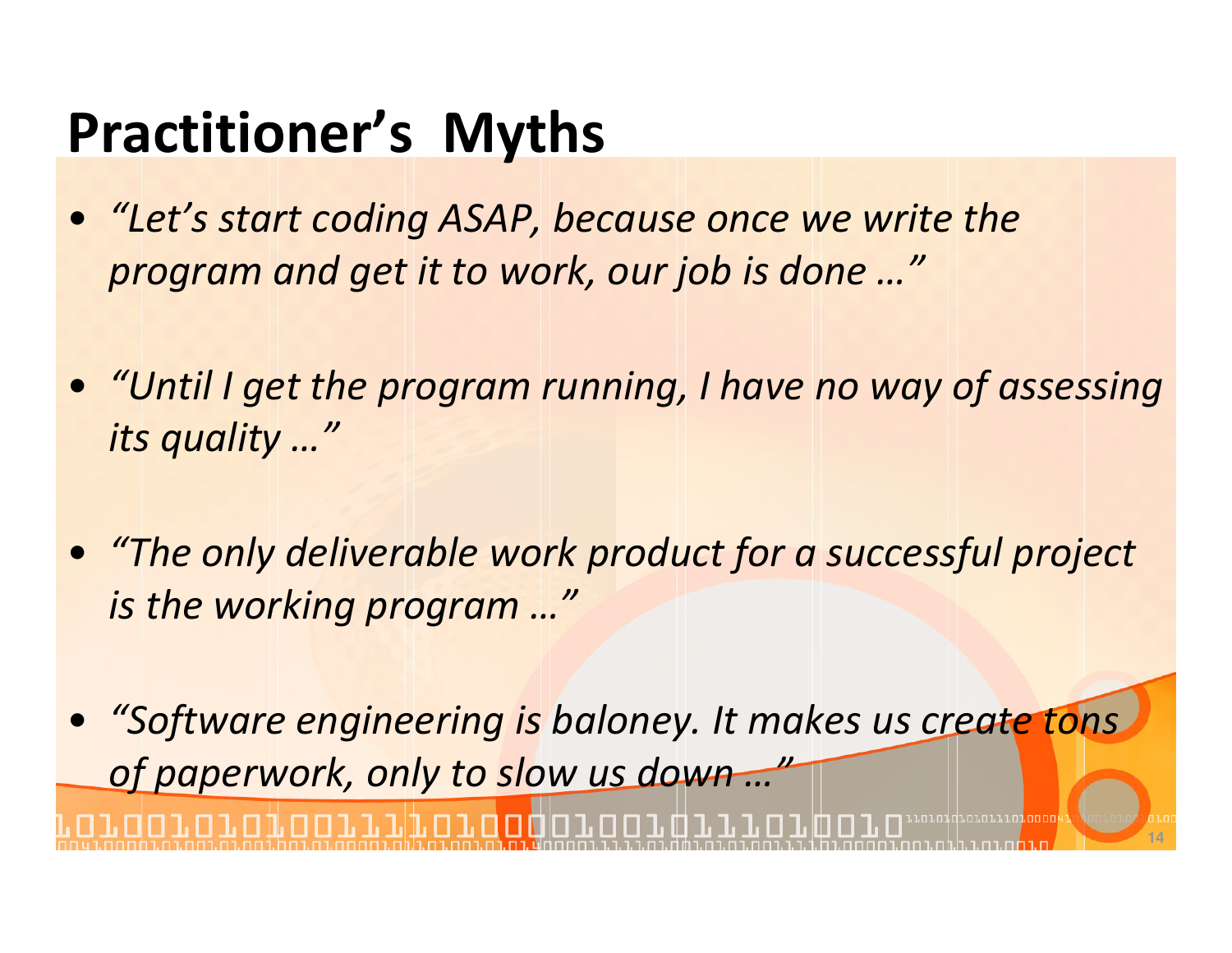# Practitioner's Myths

- *"Let's start coding ASAP, because once we write the program and get it to work, our job is done …"*

- *"Until I get the program running, I have no way of assessing its quality …"*

- *"The only deliverable work product for a successful project is the working program …"*

- *"Software engineering is baloney. It makes us create tons of paperwork, only to slow us down …"*